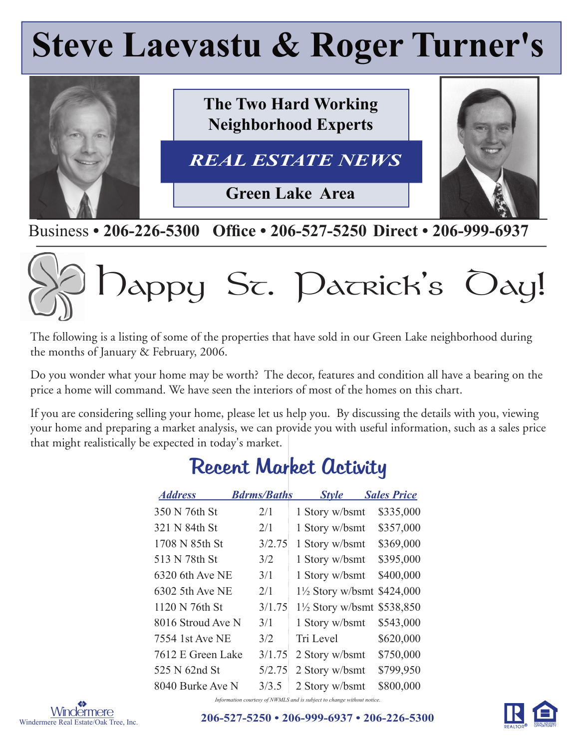# Steve Laevastu & Roger Turner's

**The Two Hard Working Neighborhood Experts**

***REAL ESTATE NEWS***

**Green Lake Area**

Business • **206-226-5300** **Office • 206-527-5250** **Direct • 206-999-6937**

## Happy St. Patrick's Day!

The following is a listing of some of the properties that have sold in our Green Lake neighborhood during the months of January & February, 2006.

Do you wonder what your home may be worth? The decor, features and condition all have a bearing on the price a home will command. We have seen the interiors of most of the homes on this chart.

If you are considering selling your home, please let us help you. By discussing the details with you, viewing your home and preparing a market analysis, we can provide you with useful information, such as a sales price that might realistically be expected in today's market.

## Recent Market Activity

| Address | Bdrms/Baths | Style | Sales Price |
|---|---|---|---|
| 350 N 76th St | 2/1 | 1 Story w/bsmt | $335,000 |
| 321 N 84th St | 2/1 | 1 Story w/bsmt | $357,000 |
| 1708 N 85th St | 3/2.75 | 1 Story w/bsmt | $369,000 |
| 513 N 78th St | 3/2 | 1 Story w/bsmt | $395,000 |
| 6320 6th Ave NE | 3/1 | 1 Story w/bsmt | $400,000 |
| 6302 5th Ave NE | 2/1 | 1½ Story w/bsmt | $424,000 |
| 1120 N 76th St | 3/1.75 | 1½ Story w/bsmt | $538,850 |
| 8016 Stroud Ave N | 3/1 | 1 Story w/bsmt | $543,000 |
| 7554 1st Ave NE | 3/2 | Tri Level | $620,000 |
| 7612 E Green Lake | 3/1.75 | 2 Story w/bsmt | $750,000 |
| 525 N 62nd St | 5/2.75 | 2 Story w/bsmt | $799,950 |
| 8040 Burke Ave N | 3/3.5 | 2 Story w/bsmt | $800,000 |

*Information courtesy of NWMLS and is subject to change without notice.*

Windermere

Windermere Real Estate/Oak Tree, Inc.

**206-527-5250 • 206-999-6937 • 206-226-5300**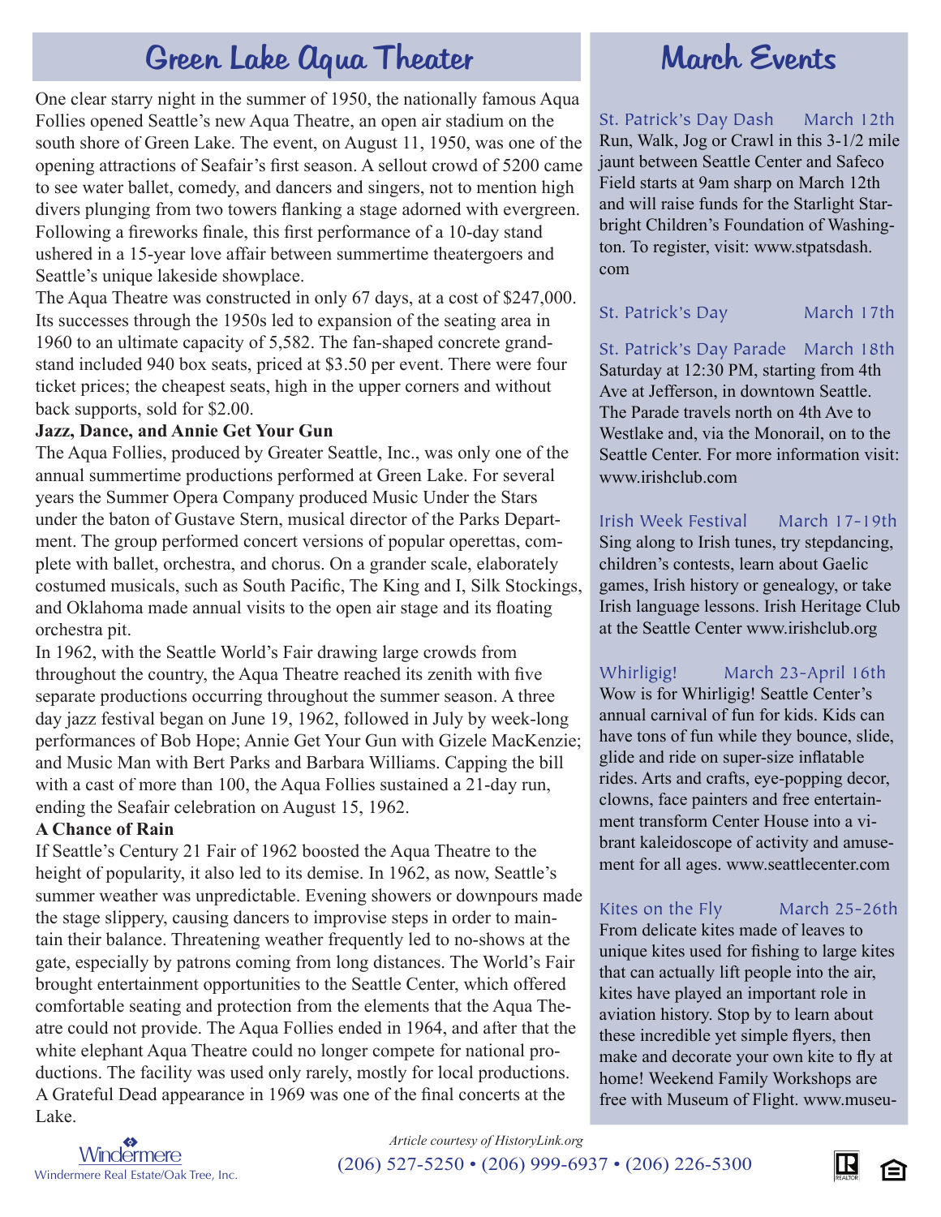# Green Lake Aqua Theater

One clear starry night in the summer of 1950, the nationally famous Aqua Follies opened Seattle's new Aqua Theatre, an open air stadium on the south shore of Green Lake. The event, on August 11, 1950, was one of the opening attractions of Seafair's first season. A sellout crowd of 5200 came to see water ballet, comedy, and dancers and singers, not to mention high divers plunging from two towers flanking a stage adorned with evergreen. Following a fireworks finale, this first performance of a 10-day stand ushered in a 15-year love affair between summertime theatergoers and Seattle's unique lakeside showplace.

The Aqua Theatre was constructed in only 67 days, at a cost of $247,000. Its successes through the 1950s led to expansion of the seating area in 1960 to an ultimate capacity of 5,582. The fan-shaped concrete grandstand included 940 box seats, priced at $3.50 per event. There were four ticket prices; the cheapest seats, high in the upper corners and without back supports, sold for $2.00.

**Jazz, Dance, and Annie Get Your Gun**

The Aqua Follies, produced by Greater Seattle, Inc., was only one of the annual summertime productions performed at Green Lake. For several years the Summer Opera Company produced Music Under the Stars under the baton of Gustave Stern, musical director of the Parks Department. The group performed concert versions of popular operettas, complete with ballet, orchestra, and chorus. On a grander scale, elaborately costumed musicals, such as South Pacific, The King and I, Silk Stockings, and Oklahoma made annual visits to the open air stage and its floating orchestra pit.

In 1962, with the Seattle World's Fair drawing large crowds from throughout the country, the Aqua Theatre reached its zenith with five separate productions occurring throughout the summer season. A three day jazz festival began on June 19, 1962, followed in July by week-long performances of Bob Hope; Annie Get Your Gun with Gizele MacKenzie; and Music Man with Bert Parks and Barbara Williams. Capping the bill with a cast of more than 100, the Aqua Follies sustained a 21-day run, ending the Seafair celebration on August 15, 1962.

**A Chance of Rain**

If Seattle's Century 21 Fair of 1962 boosted the Aqua Theatre to the height of popularity, it also led to its demise. In 1962, as now, Seattle's summer weather was unpredictable. Evening showers or downpours made the stage slippery, causing dancers to improvise steps in order to maintain their balance. Threatening weather frequently led to no-shows at the gate, especially by patrons coming from long distances. The World's Fair brought entertainment opportunities to the Seattle Center, which offered comfortable seating and protection from the elements that the Aqua Theatre could not provide. The Aqua Follies ended in 1964, and after that the white elephant Aqua Theatre could no longer compete for national productions. The facility was used only rarely, mostly for local productions. A Grateful Dead appearance in 1969 was one of the final concerts at the Lake.

*Article courtesy of HistoryLink.org*

# March Events

**St. Patrick's Day Dash — March 12th**

Run, Walk, Jog or Crawl in this 3-1/2 mile jaunt between Seattle Center and Safeco Field starts at 9am sharp on March 12th and will raise funds for the Starlight Starbright Children's Foundation of Washington. To register, visit: www.stpatsdash.com

**St. Patrick's Day — March 17th**

**St. Patrick's Day Parade — March 18th**

Saturday at 12:30 PM, starting from 4th Ave at Jefferson, in downtown Seattle. The Parade travels north on 4th Ave to Westlake and, via the Monorail, on to the Seattle Center. For more information visit: www.irishclub.com

**Irish Week Festival — March 17-19th**

Sing along to Irish tunes, try stepdancing, children's contests, learn about Gaelic games, Irish history or genealogy, or take Irish language lessons. Irish Heritage Club at the Seattle Center www.irishclub.org

**Whirligig! — March 23-April 16th**

Wow is for Whirligig! Seattle Center's annual carnival of fun for kids. Kids can have tons of fun while they bounce, slide, glide and ride on super-size inflatable rides. Arts and crafts, eye-popping decor, clowns, face painters and free entertainment transform Center House into a vibrant kaleidoscope of activity and amusement for all ages. www.seattlecenter.com

**Kites on the Fly — March 25-26th**

From delicate kites made of leaves to unique kites used for fishing to large kites that can actually lift people into the air, kites have played an important role in aviation history. Stop by to learn about these incredible yet simple flyers, then make and decorate your own kite to fly at home! Weekend Family Workshops are free with Museum of Flight. www.museu-

Windermere Real Estate/Oak Tree, Inc.

(206) 527-5250 • (206) 999-6937 • (206) 226-5300